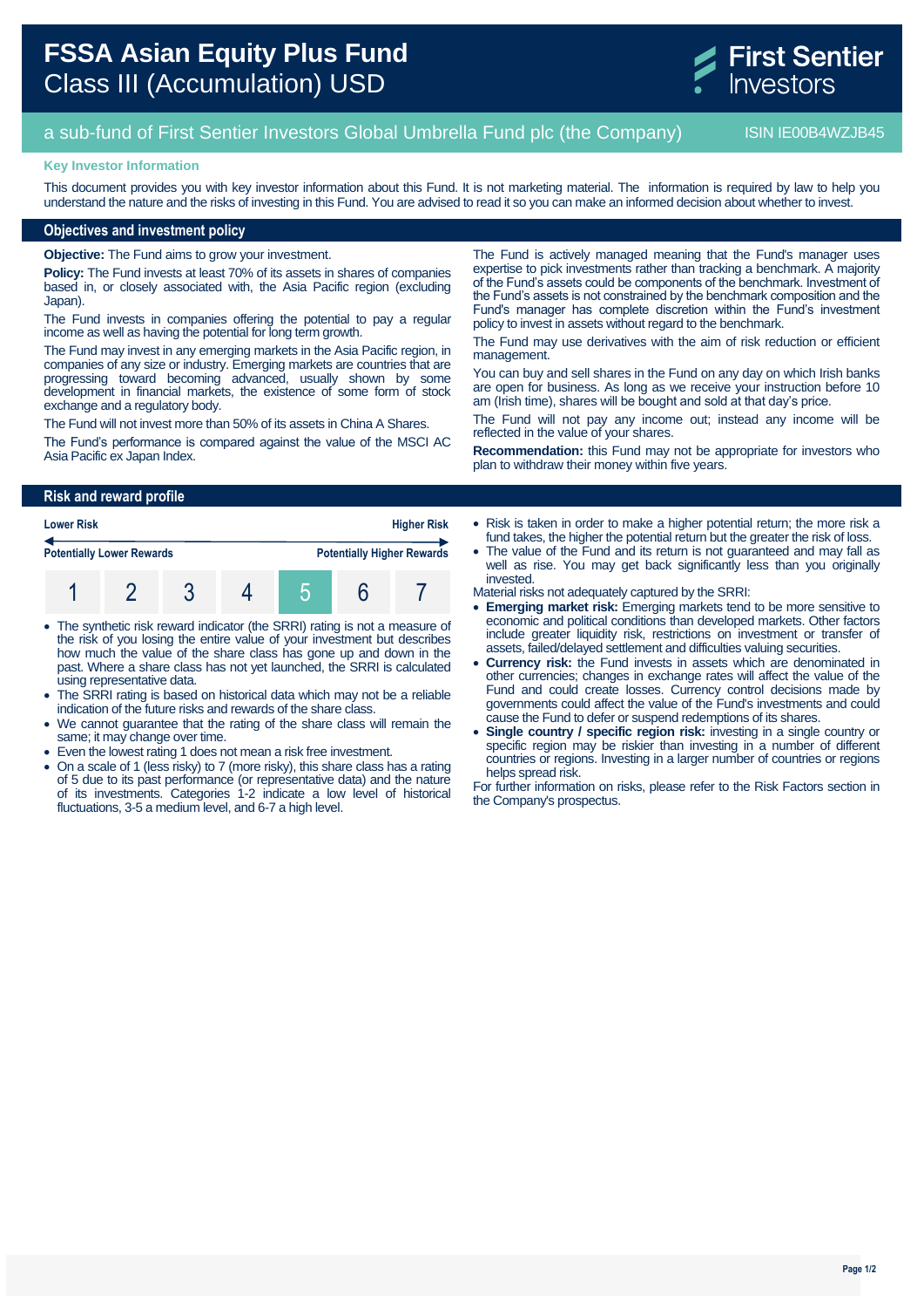# FSSA Asian Equity Plus Fund
## Class III (Accumulation) USD

First Sentier Investors

a sub-fund of First Sentier Investors Global Umbrella Fund plc (the Company) ISIN IE00B4WZJB45

**Key Investor Information**

This document provides you with key investor information about this Fund. It is not marketing material. The information is required by law to help you understand the nature and the risks of investing in this Fund. You are advised to read it so you can make an informed decision about whether to invest.

## Objectives and investment policy

**Objective:** The Fund aims to grow your investment.

**Policy:** The Fund invests at least 70% of its assets in shares of companies based in, or closely associated with, the Asia Pacific region (excluding Japan).

The Fund invests in companies offering the potential to pay a regular income as well as having the potential for long term growth.

The Fund may invest in any emerging markets in the Asia Pacific region, in companies of any size or industry. Emerging markets are countries that are progressing toward becoming advanced, usually shown by some development in financial markets, the existence of some form of stock exchange and a regulatory body.

The Fund will not invest more than 50% of its assets in China A Shares.

The Fund's performance is compared against the value of the MSCI AC Asia Pacific ex Japan Index.

The Fund is actively managed meaning that the Fund's manager uses expertise to pick investments rather than tracking a benchmark. A majority of the Fund's assets could be components of the benchmark. Investment of the Fund's assets is not constrained by the benchmark composition and the Fund's manager has complete discretion within the Fund's investment policy to invest in assets without regard to the benchmark.

The Fund may use derivatives with the aim of risk reduction or efficient management.

You can buy and sell shares in the Fund on any day on which Irish banks are open for business. As long as we receive your instruction before 10 am (Irish time), shares will be bought and sold at that day's price.

The Fund will not pay any income out; instead any income will be reflected in the value of your shares.

**Recommendation:** this Fund may not be appropriate for investors who plan to withdraw their money within five years.

## Risk and reward profile

**Lower Risk** — **Higher Risk**

**Potentially Lower Rewards** — **Potentially Higher Rewards**

| 1 | 2 | 3 | 4 | **5** | 6 | 7 |
|---|---|---|---|---|---|---|

- The synthetic risk reward indicator (the SRRI) rating is not a measure of the risk of you losing the entire value of your investment but describes how much the value of the share class has gone up and down in the past. Where a share class has not yet launched, the SRRI is calculated using representative data.
- The SRRI rating is based on historical data which may not be a reliable indication of the future risks and rewards of the share class.
- We cannot guarantee that the rating of the share class will remain the same; it may change over time.
- Even the lowest rating 1 does not mean a risk free investment.
- On a scale of 1 (less risky) to 7 (more risky), this share class has a rating of 5 due to its past performance (or representative data) and the nature of its investments. Categories 1-2 indicate a low level of historical fluctuations, 3-5 a medium level, and 6-7 a high level.
- Risk is taken in order to make a higher potential return; the more risk a fund takes, the higher the potential return but the greater the risk of loss.
- The value of the Fund and its return is not guaranteed and may fall as well as rise. You may get back significantly less than you originally invested.

Material risks not adequately captured by the SRRI:

- **Emerging market risk:** Emerging markets tend to be more sensitive to economic and political conditions than developed markets. Other factors include greater liquidity risk, restrictions on investment or transfer of assets, failed/delayed settlement and difficulties valuing securities.
- **Currency risk:** the Fund invests in assets which are denominated in other currencies; changes in exchange rates will affect the value of the Fund and could create losses. Currency control decisions made by governments could affect the value of the Fund's investments and could cause the Fund to defer or suspend redemptions of its shares.
- **Single country / specific region risk:** investing in a single country or specific region may be riskier than investing in a number of different countries or regions. Investing in a larger number of countries or regions helps spread risk.

For further information on risks, please refer to the Risk Factors section in the Company's prospectus.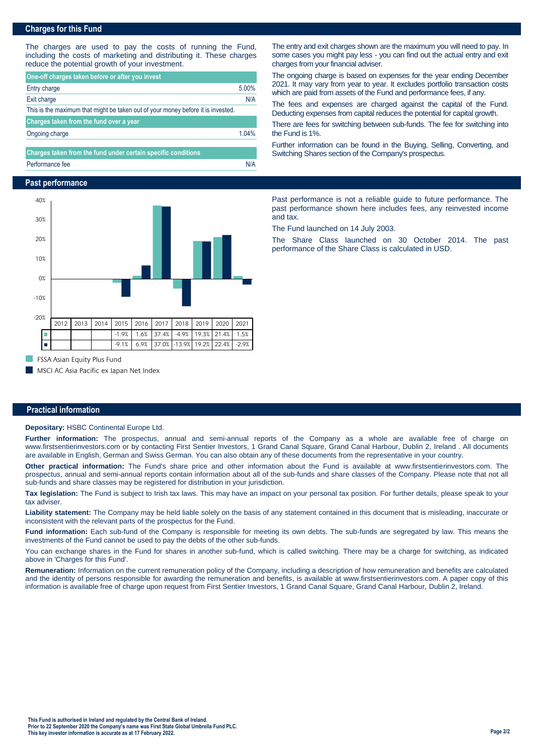## Charges for this Fund

The charges are used to pay the costs of running the Fund, including the costs of marketing and distributing it. These charges reduce the potential growth of your investment.

| One-off charges taken before or after you invest | |
|---|---|
| Entry charge | 5.00% |
| Exit charge | N/A |
| This is the maximum that might be taken out of your money before it is invested. | |
| **Charges taken from the fund over a year** | |
| Ongoing charge | 1.04% |
| **Charges taken from the fund under certain specific conditions** | |
| Performance fee | N/A |

The entry and exit charges shown are the maximum you will need to pay. In some cases you might pay less - you can find out the actual entry and exit charges from your financial adviser.

The ongoing charge is based on expenses for the year ending December 2021. It may vary from year to year. It excludes portfolio transaction costs which are paid from assets of the Fund and performance fees, if any.

The fees and expenses are charged against the capital of the Fund. Deducting expenses from capital reduces the potential for capital growth.

There are fees for switching between sub-funds. The fee for switching into the Fund is 1%.

Further information can be found in the Buying, Selling, Converting, and Switching Shares section of the Company's prospectus.

## Past performance

40%
30%
20%
10%
0%
-10%
-20%

2012 2013 2014 2015 2016 2017 2018 2019 2020 2021

FSSA Asian Equity Plus Fund: -1.9% 1.6% 37.4% -4.9% 19.3% 21.4% 1.5%

MSCI AC Asia Pacific ex Japan Net Index: -9.1% 6.9% 37.0% -13.9% 19.2% 22.4% -2.9%

Past performance is not a reliable guide to future performance. The past performance shown here includes fees, any reinvested income and tax.

The Fund launched on 14 July 2003.

The Share Class launched on 30 October 2014. The past performance of the Share Class is calculated in USD.

## Practical information

**Depositary:** HSBC Continental Europe Ltd.

**Further information:** The prospectus, annual and semi-annual reports of the Company as a whole are available free of charge on www.firstsentierinvestors.com or by contacting First Sentier Investors, 1 Grand Canal Square, Grand Canal Harbour, Dublin 2, Ireland . All documents are available in English, German and Swiss German. You can also obtain any of these documents from the representative in your country.

**Other practical information:** The Fund's share price and other information about the Fund is available at www.firstsentierinvestors.com. The prospectus, annual and semi-annual reports contain information about all of the sub-funds and share classes of the Company. Please note that not all sub-funds and share classes may be registered for distribution in your jurisdiction.

**Tax legislation:** The Fund is subject to Irish tax laws. This may have an impact on your personal tax position. For further details, please speak to your tax adviser.

**Liability statement:** The Company may be held liable solely on the basis of any statement contained in this document that is misleading, inaccurate or inconsistent with the relevant parts of the prospectus for the Fund.

**Fund information:** Each sub-fund of the Company is responsible for meeting its own debts. The sub-funds are segregated by law. This means the investments of the Fund cannot be used to pay the debts of the other sub-funds.

You can exchange shares in the Fund for shares in another sub-fund, which is called switching. There may be a charge for switching, as indicated above in 'Charges for this Fund'.

**Remuneration:** Information on the current remuneration policy of the Company, including a description of how remuneration and benefits are calculated and the identity of persons responsible for awarding the remuneration and benefits, is available at www.firstsentierinvestors.com. A paper copy of this information is available free of charge upon request from First Sentier Investors, 1 Grand Canal Square, Grand Canal Harbour, Dublin 2, Ireland.

**This Fund is authorised in Ireland and regulated by the Central Bank of Ireland.**
**Prior to 22 September 2020 the Company's name was First State Global Umbrella Fund PLC.**
**This key investor information is accurate as at 17 February 2022.**